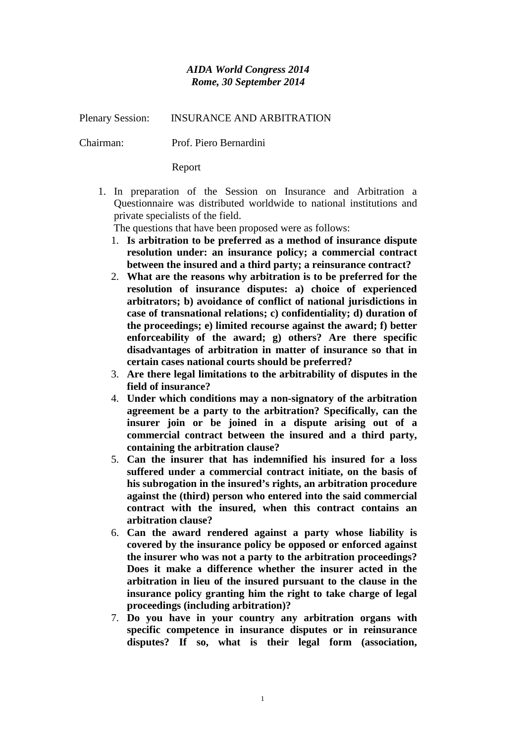***AIDA World Congress 2014***
***Rome, 30 September 2014***

Plenary Session: INSURANCE AND ARBITRATION

Chairman: Prof. Piero Bernardini

Report

1. In preparation of the Session on Insurance and Arbitration a Questionnaire was distributed worldwide to national institutions and private specialists of the field.

   The questions that have been proposed were as follows:

   1. **Is arbitration to be preferred as a method of insurance dispute resolution under: an insurance policy; a commercial contract between the insured and a third party; a reinsurance contract?**
   2. **What are the reasons why arbitration is to be preferred for the resolution of insurance disputes: a) choice of experienced arbitrators; b) avoidance of conflict of national jurisdictions in case of transnational relations; c) confidentiality; d) duration of the proceedings; e) limited recourse against the award; f) better enforceability of the award; g) others? Are there specific disadvantages of arbitration in matter of insurance so that in certain cases national courts should be preferred?**
   3. **Are there legal limitations to the arbitrability of disputes in the field of insurance?**
   4. **Under which conditions may a non-signatory of the arbitration agreement be a party to the arbitration? Specifically, can the insurer join or be joined in a dispute arising out of a commercial contract between the insured and a third party, containing the arbitration clause?**
   5. **Can the insurer that has indemnified his insured for a loss suffered under a commercial contract initiate, on the basis of his subrogation in the insured's rights, an arbitration procedure against the (third) person who entered into the said commercial contract with the insured, when this contract contains an arbitration clause?**
   6. **Can the award rendered against a party whose liability is covered by the insurance policy be opposed or enforced against the insurer who was not a party to the arbitration proceedings? Does it make a difference whether the insurer acted in the arbitration in lieu of the insured pursuant to the clause in the insurance policy granting him the right to take charge of legal proceedings (including arbitration)?**
   7. **Do you have in your country any arbitration organs with specific competence in insurance disputes or in reinsurance disputes? If so, what is their legal form (association,**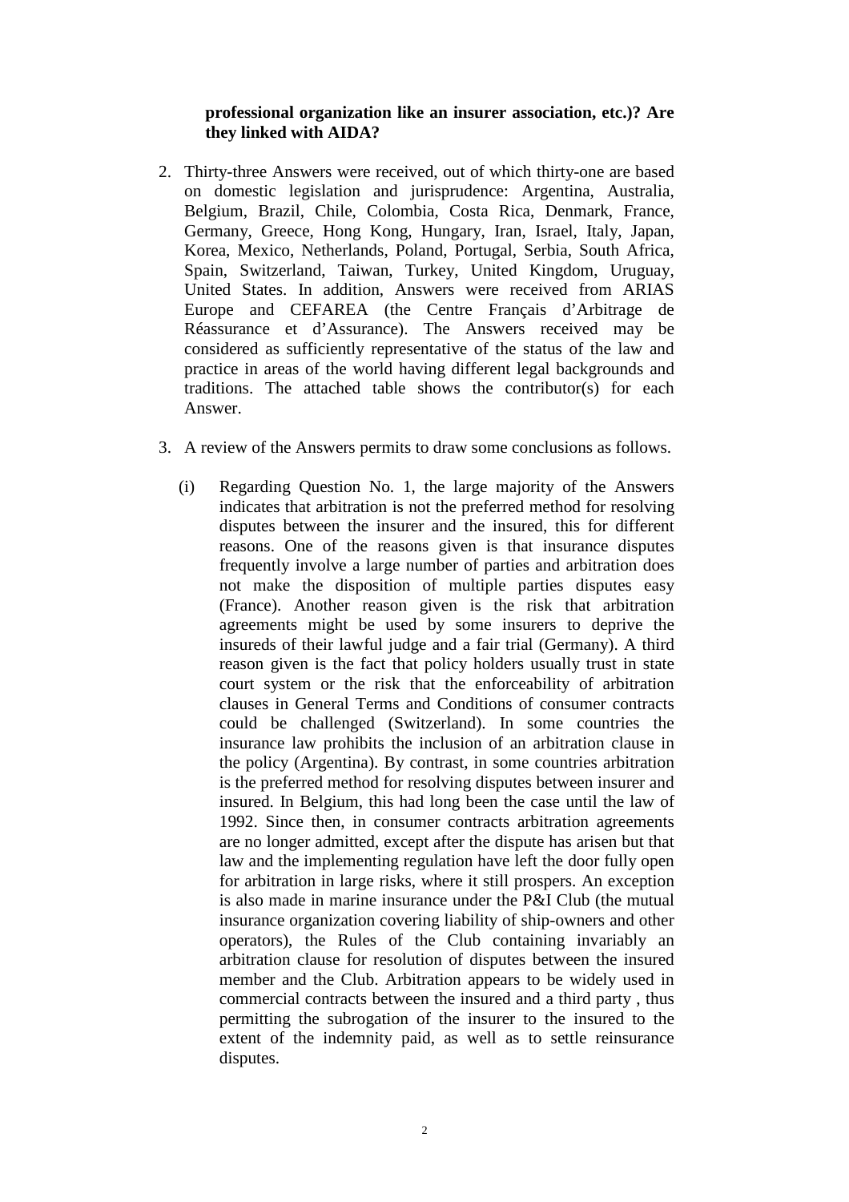**professional organization like an insurer association, etc.)? Are they linked with AIDA?**

2. Thirty-three Answers were received, out of which thirty-one are based on domestic legislation and jurisprudence: Argentina, Australia, Belgium, Brazil, Chile, Colombia, Costa Rica, Denmark, France, Germany, Greece, Hong Kong, Hungary, Iran, Israel, Italy, Japan, Korea, Mexico, Netherlands, Poland, Portugal, Serbia, South Africa, Spain, Switzerland, Taiwan, Turkey, United Kingdom, Uruguay, United States. In addition, Answers were received from ARIAS Europe and CEFAREA (the Centre Français d'Arbitrage de Réassurance et d'Assurance). The Answers received may be considered as sufficiently representative of the status of the law and practice in areas of the world having different legal backgrounds and traditions. The attached table shows the contributor(s) for each Answer.

3. A review of the Answers permits to draw some conclusions as follows.

   (i) Regarding Question No. 1, the large majority of the Answers indicates that arbitration is not the preferred method for resolving disputes between the insurer and the insured, this for different reasons. One of the reasons given is that insurance disputes frequently involve a large number of parties and arbitration does not make the disposition of multiple parties disputes easy (France). Another reason given is the risk that arbitration agreements might be used by some insurers to deprive the insureds of their lawful judge and a fair trial (Germany). A third reason given is the fact that policy holders usually trust in state court system or the risk that the enforceability of arbitration clauses in General Terms and Conditions of consumer contracts could be challenged (Switzerland). In some countries the insurance law prohibits the inclusion of an arbitration clause in the policy (Argentina). By contrast, in some countries arbitration is the preferred method for resolving disputes between insurer and insured. In Belgium, this had long been the case until the law of 1992. Since then, in consumer contracts arbitration agreements are no longer admitted, except after the dispute has arisen but that law and the implementing regulation have left the door fully open for arbitration in large risks, where it still prospers. An exception is also made in marine insurance under the P&I Club (the mutual insurance organization covering liability of ship-owners and other operators), the Rules of the Club containing invariably an arbitration clause for resolution of disputes between the insured member and the Club. Arbitration appears to be widely used in commercial contracts between the insured and a third party , thus permitting the subrogation of the insurer to the insured to the extent of the indemnity paid, as well as to settle reinsurance disputes.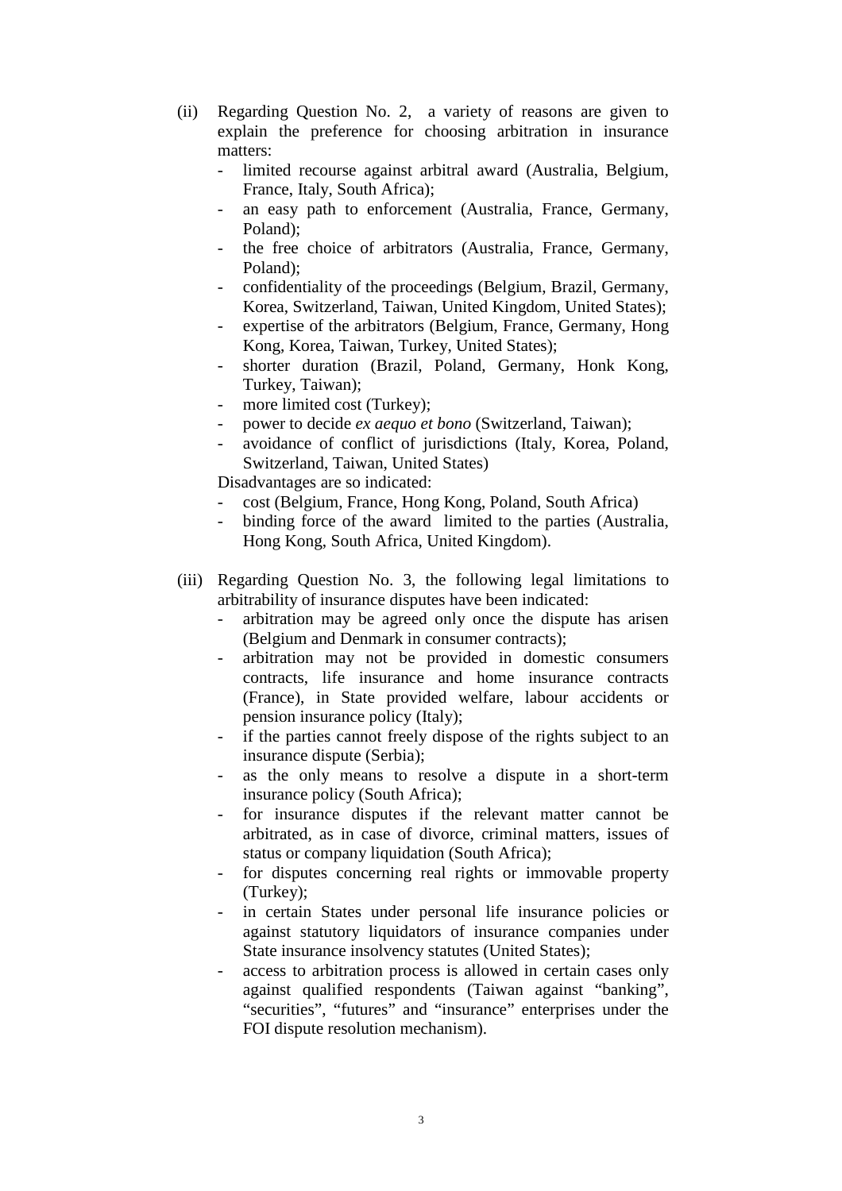(ii) Regarding Question No. 2, a variety of reasons are given to explain the preference for choosing arbitration in insurance matters:

- limited recourse against arbitral award (Australia, Belgium, France, Italy, South Africa);
- an easy path to enforcement (Australia, France, Germany, Poland);
- the free choice of arbitrators (Australia, France, Germany, Poland);
- confidentiality of the proceedings (Belgium, Brazil, Germany, Korea, Switzerland, Taiwan, United Kingdom, United States);
- expertise of the arbitrators (Belgium, France, Germany, Hong Kong, Korea, Taiwan, Turkey, United States);
- shorter duration (Brazil, Poland, Germany, Honk Kong, Turkey, Taiwan);
- more limited cost (Turkey);
- power to decide *ex aequo et bono* (Switzerland, Taiwan);
- avoidance of conflict of jurisdictions (Italy, Korea, Poland, Switzerland, Taiwan, United States)

Disadvantages are so indicated:

- cost (Belgium, France, Hong Kong, Poland, South Africa)
- binding force of the award limited to the parties (Australia, Hong Kong, South Africa, United Kingdom).

(iii) Regarding Question No. 3, the following legal limitations to arbitrability of insurance disputes have been indicated:

- arbitration may be agreed only once the dispute has arisen (Belgium and Denmark in consumer contracts);
- arbitration may not be provided in domestic consumers contracts, life insurance and home insurance contracts (France), in State provided welfare, labour accidents or pension insurance policy (Italy);
- if the parties cannot freely dispose of the rights subject to an insurance dispute (Serbia);
- as the only means to resolve a dispute in a short-term insurance policy (South Africa);
- for insurance disputes if the relevant matter cannot be arbitrated, as in case of divorce, criminal matters, issues of status or company liquidation (South Africa);
- for disputes concerning real rights or immovable property (Turkey);
- in certain States under personal life insurance policies or against statutory liquidators of insurance companies under State insurance insolvency statutes (United States);
- access to arbitration process is allowed in certain cases only against qualified respondents (Taiwan against "banking", "securities", "futures" and "insurance" enterprises under the FOI dispute resolution mechanism).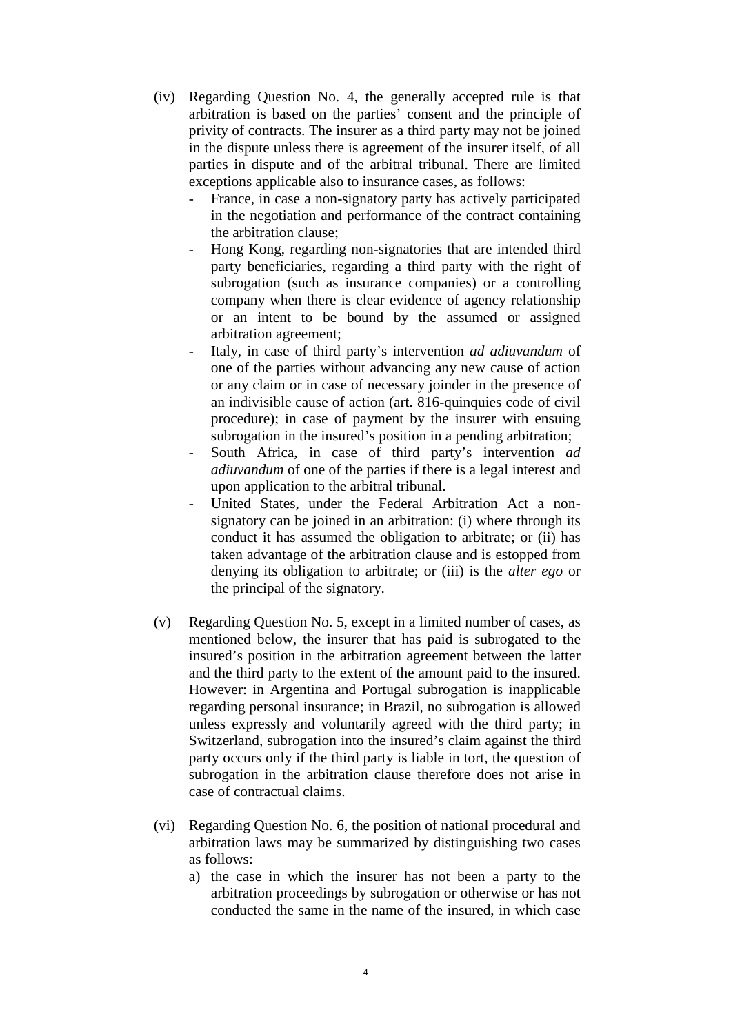(iv) Regarding Question No. 4, the generally accepted rule is that arbitration is based on the parties' consent and the principle of privity of contracts. The insurer as a third party may not be joined in the dispute unless there is agreement of the insurer itself, of all parties in dispute and of the arbitral tribunal. There are limited exceptions applicable also to insurance cases, as follows:

- France, in case a non-signatory party has actively participated in the negotiation and performance of the contract containing the arbitration clause;
- Hong Kong, regarding non-signatories that are intended third party beneficiaries, regarding a third party with the right of subrogation (such as insurance companies) or a controlling company when there is clear evidence of agency relationship or an intent to be bound by the assumed or assigned arbitration agreement;
- Italy, in case of third party's intervention *ad adiuvandum* of one of the parties without advancing any new cause of action or any claim or in case of necessary joinder in the presence of an indivisible cause of action (art. 816-quinquies code of civil procedure); in case of payment by the insurer with ensuing subrogation in the insured's position in a pending arbitration;
- South Africa, in case of third party's intervention *ad adiuvandum* of one of the parties if there is a legal interest and upon application to the arbitral tribunal.
- United States, under the Federal Arbitration Act a non-signatory can be joined in an arbitration: (i) where through its conduct it has assumed the obligation to arbitrate; or (ii) has taken advantage of the arbitration clause and is estopped from denying its obligation to arbitrate; or (iii) is the *alter ego* or the principal of the signatory.

(v) Regarding Question No. 5, except in a limited number of cases, as mentioned below, the insurer that has paid is subrogated to the insured's position in the arbitration agreement between the latter and the third party to the extent of the amount paid to the insured. However: in Argentina and Portugal subrogation is inapplicable regarding personal insurance; in Brazil, no subrogation is allowed unless expressly and voluntarily agreed with the third party; in Switzerland, subrogation into the insured's claim against the third party occurs only if the third party is liable in tort, the question of subrogation in the arbitration clause therefore does not arise in case of contractual claims.

(vi) Regarding Question No. 6, the position of national procedural and arbitration laws may be summarized by distinguishing two cases as follows:

a) the case in which the insurer has not been a party to the arbitration proceedings by subrogation or otherwise or has not conducted the same in the name of the insured, in which case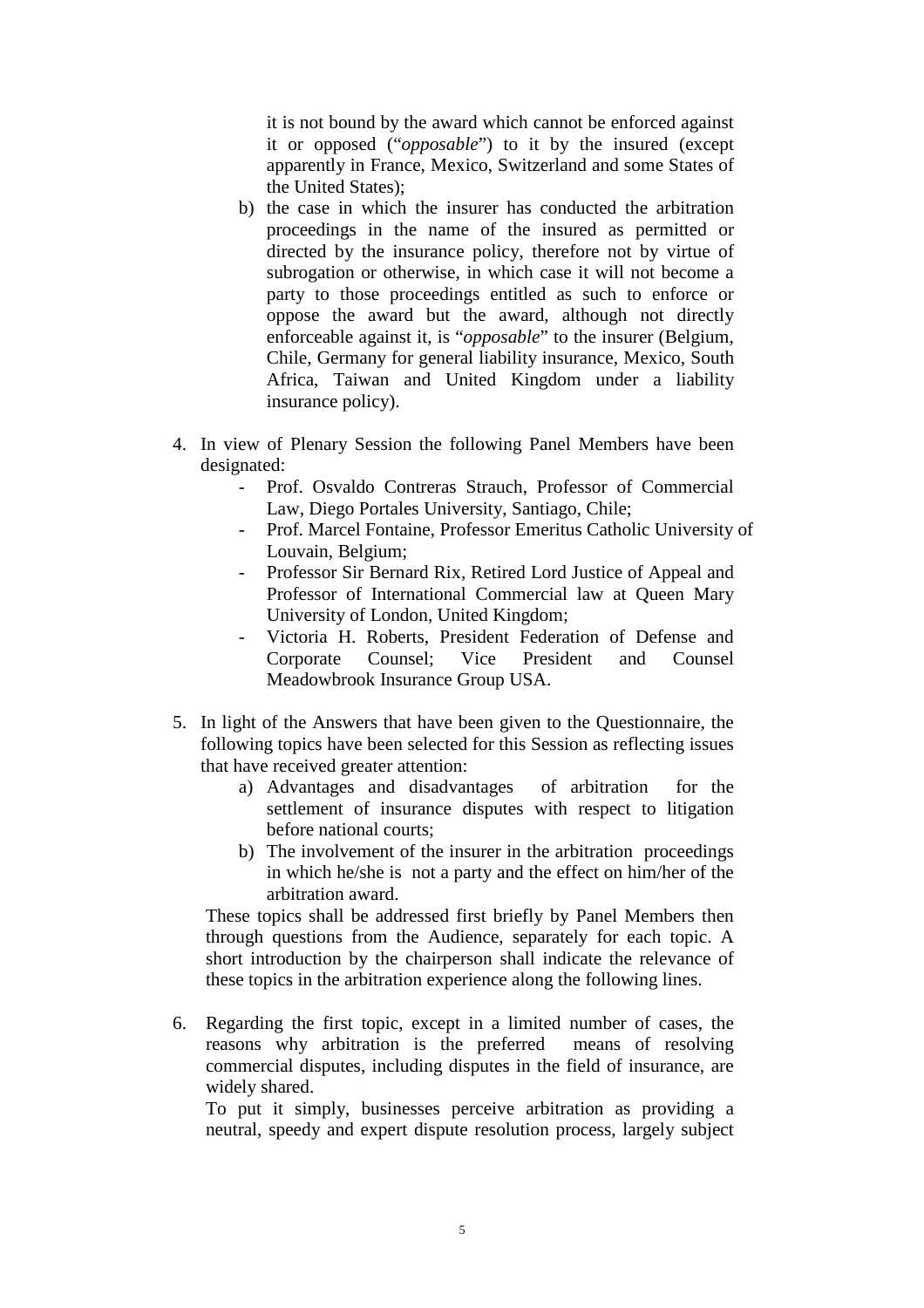it is not bound by the award which cannot be enforced against it or opposed ("*opposable*") to it by the insured (except apparently in France, Mexico, Switzerland and some States of the United States);

   b) the case in which the insurer has conducted the arbitration proceedings in the name of the insured as permitted or directed by the insurance policy, therefore not by virtue of subrogation or otherwise, in which case it will not become a party to those proceedings entitled as such to enforce or oppose the award but the award, although not directly enforceable against it, is "*opposable*" to the insurer (Belgium, Chile, Germany for general liability insurance, Mexico, South Africa, Taiwan and United Kingdom under a liability insurance policy).

4. In view of Plenary Session the following Panel Members have been designated:
   - Prof. Osvaldo Contreras Strauch, Professor of Commercial Law, Diego Portales University, Santiago, Chile;
   - Prof. Marcel Fontaine, Professor Emeritus Catholic University of Louvain, Belgium;
   - Professor Sir Bernard Rix, Retired Lord Justice of Appeal and Professor of International Commercial law at Queen Mary University of London, United Kingdom;
   - Victoria H. Roberts, President Federation of Defense and Corporate Counsel; Vice President and Counsel Meadowbrook Insurance Group USA.

5. In light of the Answers that have been given to the Questionnaire, the following topics have been selected for this Session as reflecting issues that have received greater attention:
   a) Advantages and disadvantages of arbitration for the settlement of insurance disputes with respect to litigation before national courts;
   b) The involvement of the insurer in the arbitration proceedings in which he/she is not a party and the effect on him/her of the arbitration award.

   These topics shall be addressed first briefly by Panel Members then through questions from the Audience, separately for each topic. A short introduction by the chairperson shall indicate the relevance of these topics in the arbitration experience along the following lines.

6. Regarding the first topic, except in a limited number of cases, the reasons why arbitration is the preferred means of resolving commercial disputes, including disputes in the field of insurance, are widely shared.

   To put it simply, businesses perceive arbitration as providing a neutral, speedy and expert dispute resolution process, largely subject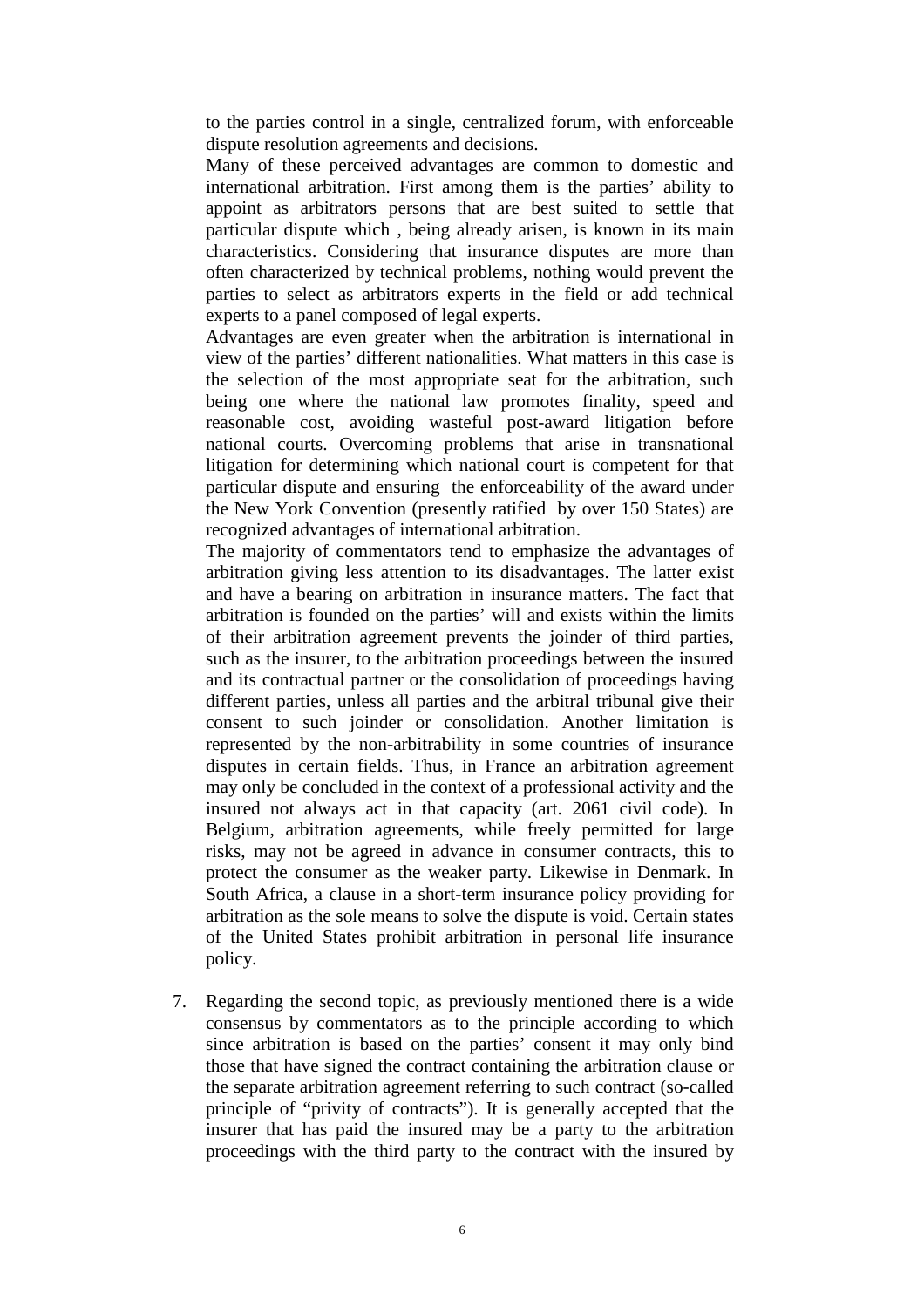to the parties control in a single, centralized forum, with enforceable dispute resolution agreements and decisions.

Many of these perceived advantages are common to domestic and international arbitration. First among them is the parties' ability to appoint as arbitrators persons that are best suited to settle that particular dispute which , being already arisen, is known in its main characteristics. Considering that insurance disputes are more than often characterized by technical problems, nothing would prevent the parties to select as arbitrators experts in the field or add technical experts to a panel composed of legal experts.

Advantages are even greater when the arbitration is international in view of the parties' different nationalities. What matters in this case is the selection of the most appropriate seat for the arbitration, such being one where the national law promotes finality, speed and reasonable cost, avoiding wasteful post-award litigation before national courts. Overcoming problems that arise in transnational litigation for determining which national court is competent for that particular dispute and ensuring the enforceability of the award under the New York Convention (presently ratified by over 150 States) are recognized advantages of international arbitration.

The majority of commentators tend to emphasize the advantages of arbitration giving less attention to its disadvantages. The latter exist and have a bearing on arbitration in insurance matters. The fact that arbitration is founded on the parties' will and exists within the limits of their arbitration agreement prevents the joinder of third parties, such as the insurer, to the arbitration proceedings between the insured and its contractual partner or the consolidation of proceedings having different parties, unless all parties and the arbitral tribunal give their consent to such joinder or consolidation. Another limitation is represented by the non-arbitrability in some countries of insurance disputes in certain fields. Thus, in France an arbitration agreement may only be concluded in the context of a professional activity and the insured not always act in that capacity (art. 2061 civil code). In Belgium, arbitration agreements, while freely permitted for large risks, may not be agreed in advance in consumer contracts, this to protect the consumer as the weaker party. Likewise in Denmark. In South Africa, a clause in a short-term insurance policy providing for arbitration as the sole means to solve the dispute is void. Certain states of the United States prohibit arbitration in personal life insurance policy.

7. Regarding the second topic, as previously mentioned there is a wide consensus by commentators as to the principle according to which since arbitration is based on the parties' consent it may only bind those that have signed the contract containing the arbitration clause or the separate arbitration agreement referring to such contract (so-called principle of "privity of contracts"). It is generally accepted that the insurer that has paid the insured may be a party to the arbitration proceedings with the third party to the contract with the insured by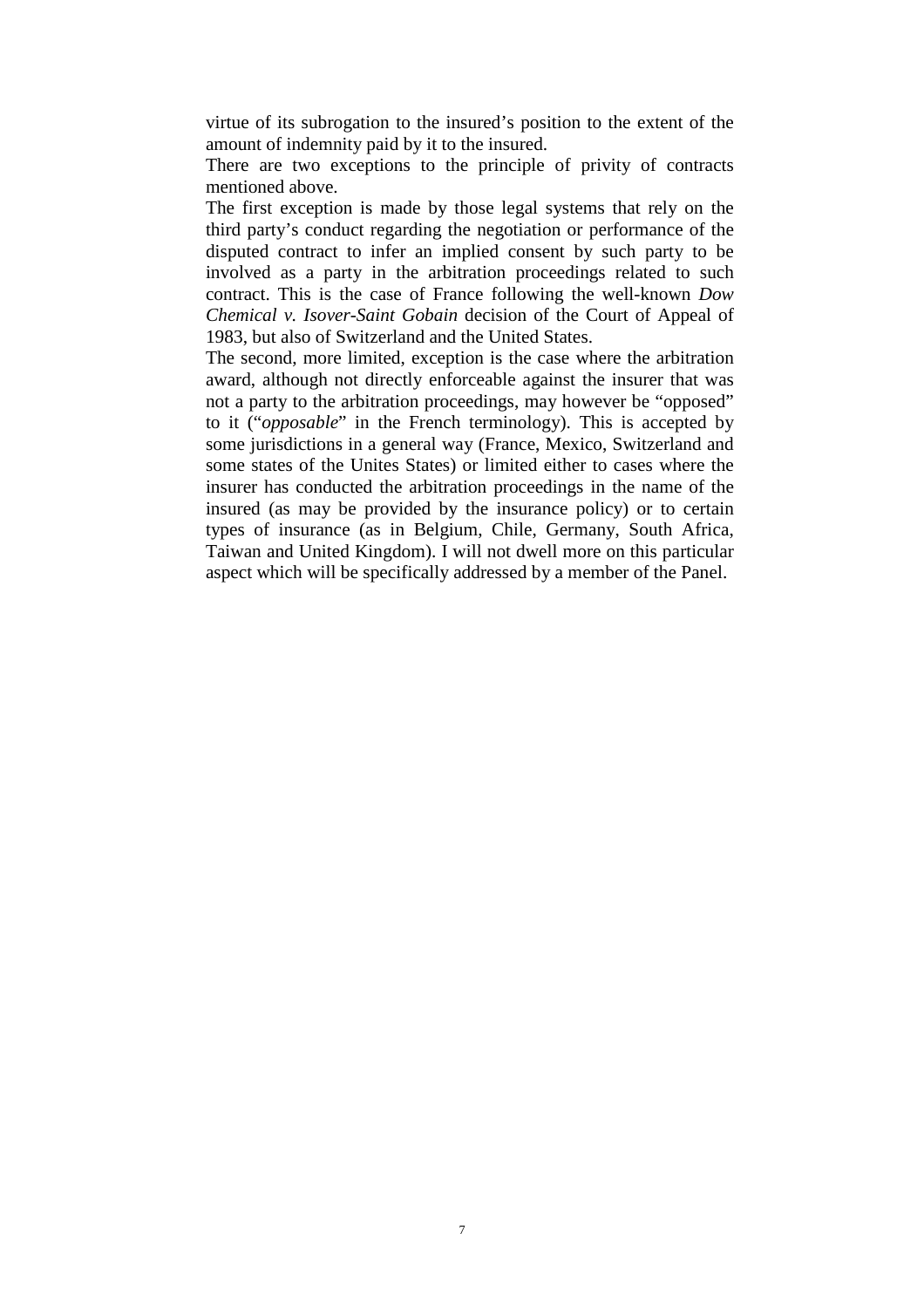virtue of its subrogation to the insured's position to the extent of the amount of indemnity paid by it to the insured.

There are two exceptions to the principle of privity of contracts mentioned above.

The first exception is made by those legal systems that rely on the third party's conduct regarding the negotiation or performance of the disputed contract to infer an implied consent by such party to be involved as a party in the arbitration proceedings related to such contract. This is the case of France following the well-known *Dow Chemical v. Isover-Saint Gobain* decision of the Court of Appeal of 1983, but also of Switzerland and the United States.

The second, more limited, exception is the case where the arbitration award, although not directly enforceable against the insurer that was not a party to the arbitration proceedings, may however be "opposed" to it ("*opposable*" in the French terminology). This is accepted by some jurisdictions in a general way (France, Mexico, Switzerland and some states of the Unites States) or limited either to cases where the insurer has conducted the arbitration proceedings in the name of the insured (as may be provided by the insurance policy) or to certain types of insurance (as in Belgium, Chile, Germany, South Africa, Taiwan and United Kingdom). I will not dwell more on this particular aspect which will be specifically addressed by a member of the Panel.